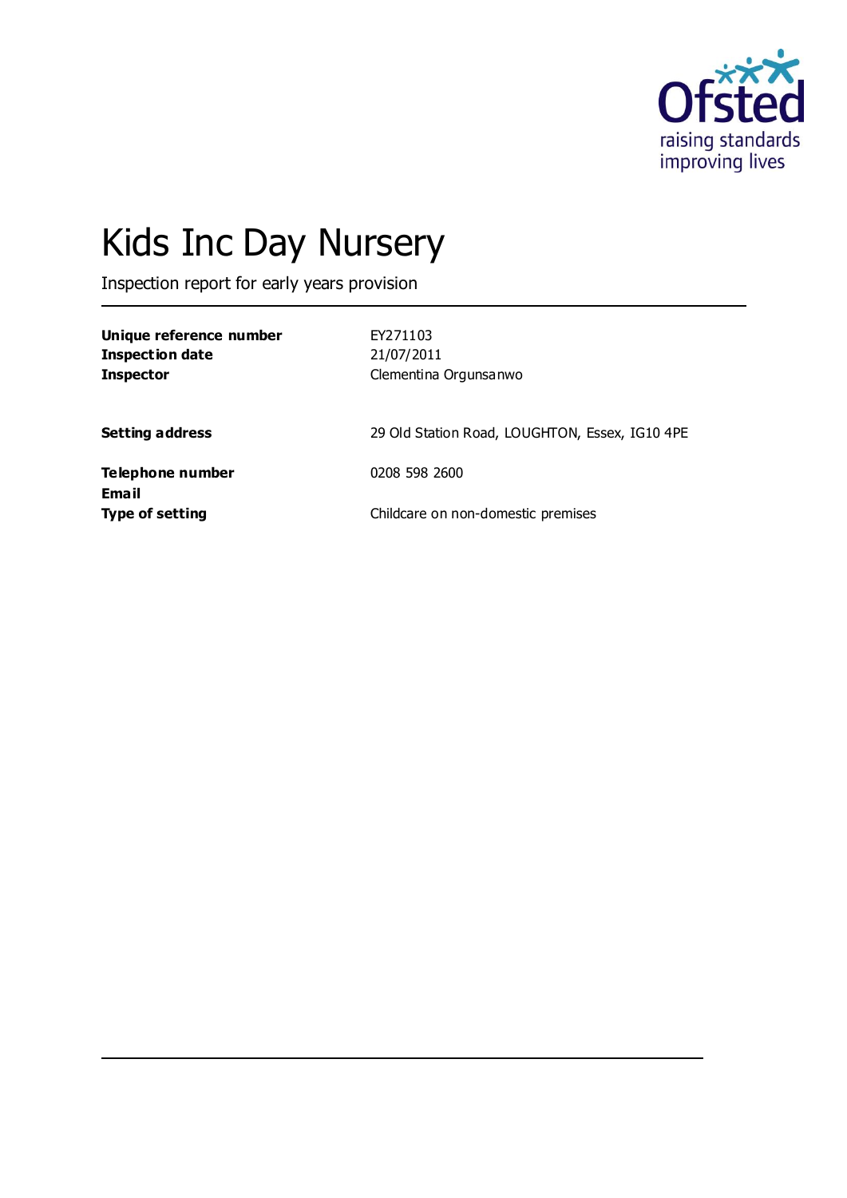# Kids Inc Day Nursery

Inspection report for early years provision

| | |
|---|---|
| **Unique reference number** | EY271103 |
| **Inspection date** | 21/07/2011 |
| **Inspector** | Clementina Orgunsanwo |
| **Setting address** | 29 Old Station Road, LOUGHTON, Essex, IG10 4PE |
| **Telephone number** | 0208 598 2600 |
| **Email** | |
| **Type of setting** | Childcare on non-domestic premises |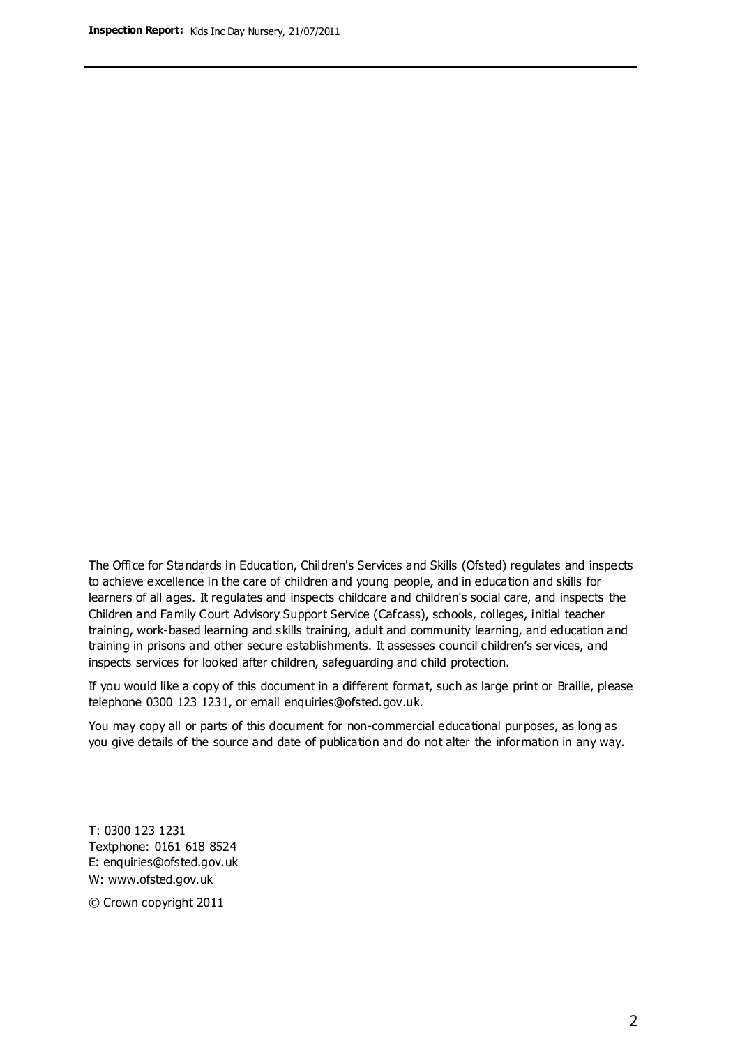The Office for Standards in Education, Children's Services and Skills (Ofsted) regulates and inspects to achieve excellence in the care of children and young people, and in education and skills for learners of all ages. It regulates and inspects childcare and children's social care, and inspects the Children and Family Court Advisory Support Service (Cafcass), schools, colleges, initial teacher training, work-based learning and skills training, adult and community learning, and education and training in prisons and other secure establishments. It assesses council children's services, and inspects services for looked after children, safeguarding and child protection.

If you would like a copy of this document in a different format, such as large print or Braille, please telephone 0300 123 1231, or email enquiries@ofsted.gov.uk.

You may copy all or parts of this document for non-commercial educational purposes, as long as you give details of the source and date of publication and do not alter the information in any way.

T: 0300 123 1231
Textphone: 0161 618 8524
E: enquiries@ofsted.gov.uk
W: www.ofsted.gov.uk

© Crown copyright 2011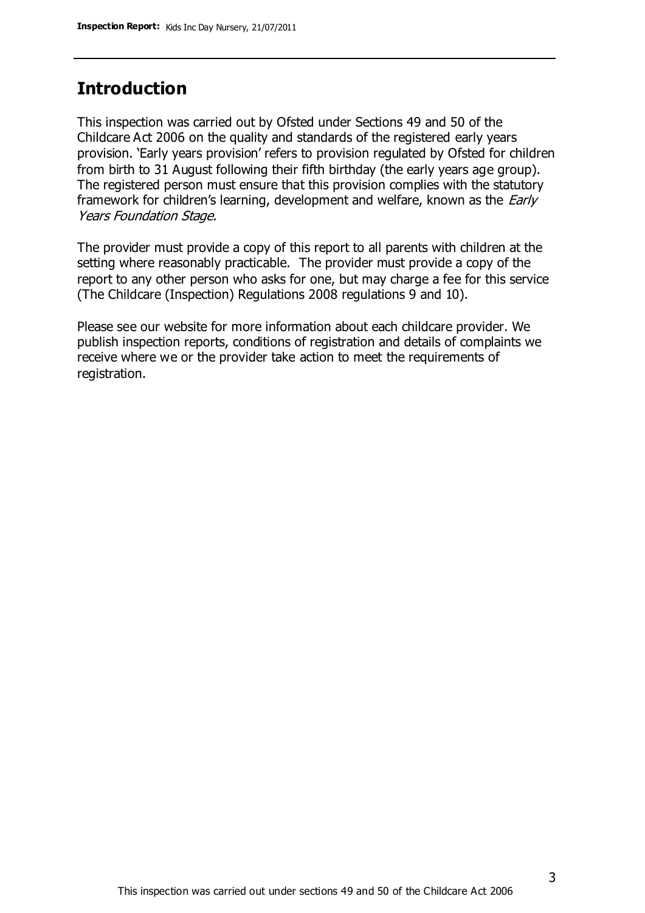## Introduction

This inspection was carried out by Ofsted under Sections 49 and 50 of the Childcare Act 2006 on the quality and standards of the registered early years provision. 'Early years provision' refers to provision regulated by Ofsted for children from birth to 31 August following their fifth birthday (the early years age group). The registered person must ensure that this provision complies with the statutory framework for children's learning, development and welfare, known as the *Early Years Foundation Stage.*

The provider must provide a copy of this report to all parents with children at the setting where reasonably practicable. The provider must provide a copy of the report to any other person who asks for one, but may charge a fee for this service (The Childcare (Inspection) Regulations 2008 regulations 9 and 10).

Please see our website for more information about each childcare provider. We publish inspection reports, conditions of registration and details of complaints we receive where we or the provider take action to meet the requirements of registration.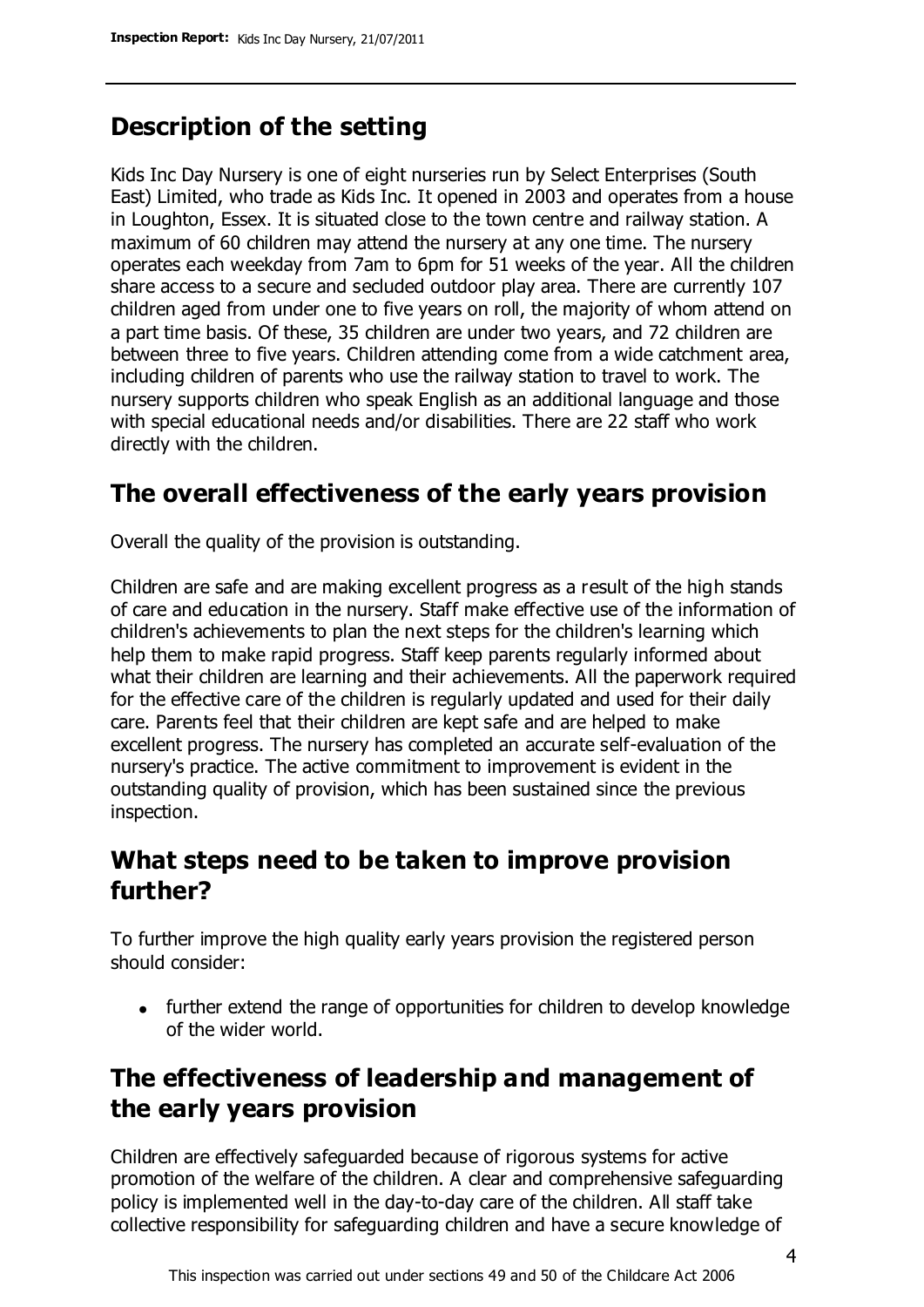## Description of the setting

Kids Inc Day Nursery is one of eight nurseries run by Select Enterprises (South East) Limited, who trade as Kids Inc. It opened in 2003 and operates from a house in Loughton, Essex. It is situated close to the town centre and railway station. A maximum of 60 children may attend the nursery at any one time. The nursery operates each weekday from 7am to 6pm for 51 weeks of the year. All the children share access to a secure and secluded outdoor play area. There are currently 107 children aged from under one to five years on roll, the majority of whom attend on a part time basis. Of these, 35 children are under two years, and 72 children are between three to five years. Children attending come from a wide catchment area, including children of parents who use the railway station to travel to work. The nursery supports children who speak English as an additional language and those with special educational needs and/or disabilities. There are 22 staff who work directly with the children.

## The overall effectiveness of the early years provision

Overall the quality of the provision is outstanding.

Children are safe and are making excellent progress as a result of the high stands of care and education in the nursery. Staff make effective use of the information of children's achievements to plan the next steps for the children's learning which help them to make rapid progress. Staff keep parents regularly informed about what their children are learning and their achievements. All the paperwork required for the effective care of the children is regularly updated and used for their daily care. Parents feel that their children are kept safe and are helped to make excellent progress. The nursery has completed an accurate self-evaluation of the nursery's practice. The active commitment to improvement is evident in the outstanding quality of provision, which has been sustained since the previous inspection.

## What steps need to be taken to improve provision further?

To further improve the high quality early years provision the registered person should consider:

- further extend the range of opportunities for children to develop knowledge of the wider world.

## The effectiveness of leadership and management of the early years provision

Children are effectively safeguarded because of rigorous systems for active promotion of the welfare of the children. A clear and comprehensive safeguarding policy is implemented well in the day-to-day care of the children. All staff take collective responsibility for safeguarding children and have a secure knowledge of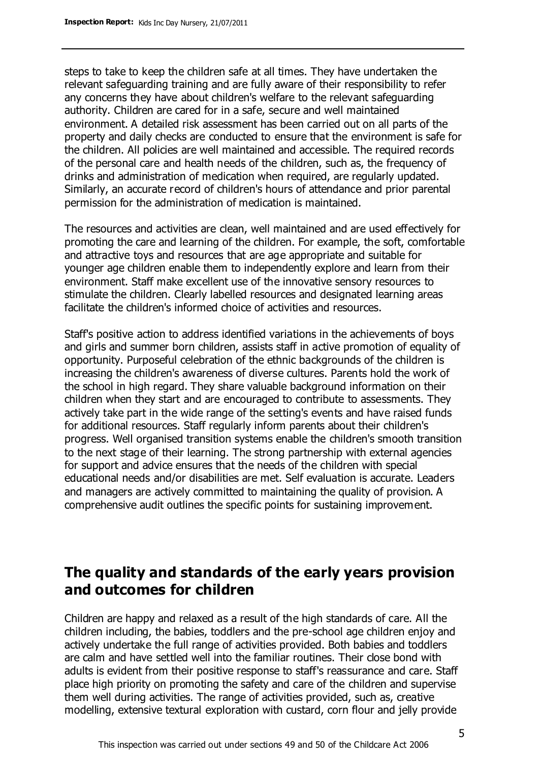steps to take to keep the children safe at all times. They have undertaken the relevant safeguarding training and are fully aware of their responsibility to refer any concerns they have about children's welfare to the relevant safeguarding authority. Children are cared for in a safe, secure and well maintained environment. A detailed risk assessment has been carried out on all parts of the property and daily checks are conducted to ensure that the environment is safe for the children. All policies are well maintained and accessible. The required records of the personal care and health needs of the children, such as, the frequency of drinks and administration of medication when required, are regularly updated. Similarly, an accurate record of children's hours of attendance and prior parental permission for the administration of medication is maintained.

The resources and activities are clean, well maintained and are used effectively for promoting the care and learning of the children. For example, the soft, comfortable and attractive toys and resources that are age appropriate and suitable for younger age children enable them to independently explore and learn from their environment. Staff make excellent use of the innovative sensory resources to stimulate the children. Clearly labelled resources and designated learning areas facilitate the children's informed choice of activities and resources.

Staff's positive action to address identified variations in the achievements of boys and girls and summer born children, assists staff in active promotion of equality of opportunity. Purposeful celebration of the ethnic backgrounds of the children is increasing the children's awareness of diverse cultures. Parents hold the work of the school in high regard. They share valuable background information on their children when they start and are encouraged to contribute to assessments. They actively take part in the wide range of the setting's events and have raised funds for additional resources. Staff regularly inform parents about their children's progress. Well organised transition systems enable the children's smooth transition to the next stage of their learning. The strong partnership with external agencies for support and advice ensures that the needs of the children with special educational needs and/or disabilities are met. Self evaluation is accurate. Leaders and managers are actively committed to maintaining the quality of provision. A comprehensive audit outlines the specific points for sustaining improvement.

## The quality and standards of the early years provision and outcomes for children

Children are happy and relaxed as a result of the high standards of care. All the children including, the babies, toddlers and the pre-school age children enjoy and actively undertake the full range of activities provided. Both babies and toddlers are calm and have settled well into the familiar routines. Their close bond with adults is evident from their positive response to staff's reassurance and care. Staff place high priority on promoting the safety and care of the children and supervise them well during activities. The range of activities provided, such as, creative modelling, extensive textural exploration with custard, corn flour and jelly provide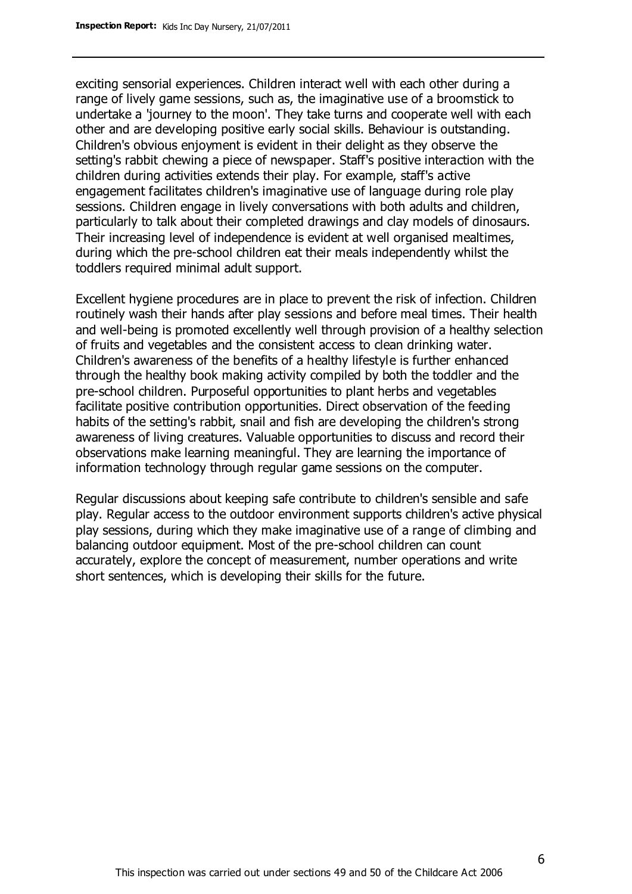exciting sensorial experiences. Children interact well with each other during a range of lively game sessions, such as, the imaginative use of a broomstick to undertake a 'journey to the moon'. They take turns and cooperate well with each other and are developing positive early social skills. Behaviour is outstanding. Children's obvious enjoyment is evident in their delight as they observe the setting's rabbit chewing a piece of newspaper. Staff's positive interaction with the children during activities extends their play. For example, staff's active engagement facilitates children's imaginative use of language during role play sessions. Children engage in lively conversations with both adults and children, particularly to talk about their completed drawings and clay models of dinosaurs. Their increasing level of independence is evident at well organised mealtimes, during which the pre-school children eat their meals independently whilst the toddlers required minimal adult support.

Excellent hygiene procedures are in place to prevent the risk of infection. Children routinely wash their hands after play sessions and before meal times. Their health and well-being is promoted excellently well through provision of a healthy selection of fruits and vegetables and the consistent access to clean drinking water. Children's awareness of the benefits of a healthy lifestyle is further enhanced through the healthy book making activity compiled by both the toddler and the pre-school children. Purposeful opportunities to plant herbs and vegetables facilitate positive contribution opportunities. Direct observation of the feeding habits of the setting's rabbit, snail and fish are developing the children's strong awareness of living creatures. Valuable opportunities to discuss and record their observations make learning meaningful. They are learning the importance of information technology through regular game sessions on the computer.

Regular discussions about keeping safe contribute to children's sensible and safe play. Regular access to the outdoor environment supports children's active physical play sessions, during which they make imaginative use of a range of climbing and balancing outdoor equipment. Most of the pre-school children can count accurately, explore the concept of measurement, number operations and write short sentences, which is developing their skills for the future.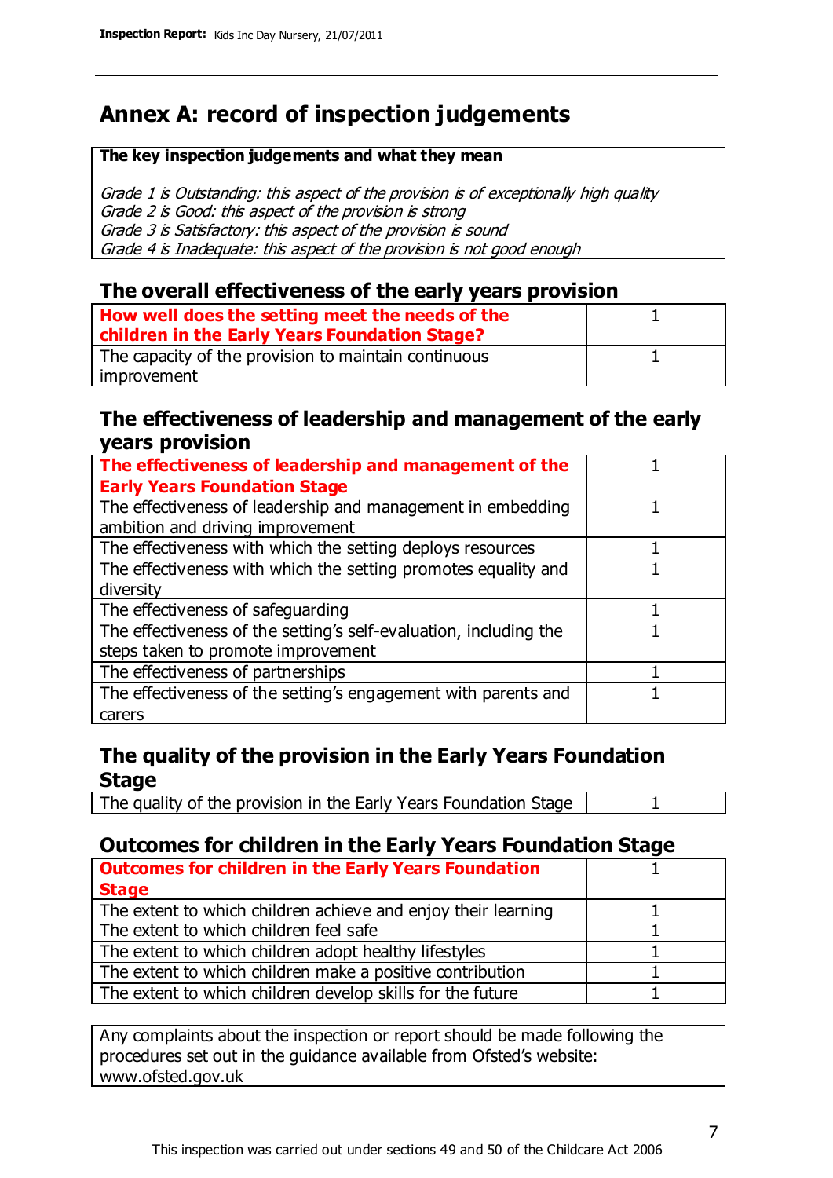# Annex A: record of inspection judgements

| **The key inspection judgements and what they mean** |
| --- |
| *Grade 1 is Outstanding: this aspect of the provision is of exceptionally high quality*<br>*Grade 2 is Good: this aspect of the provision is strong*<br>*Grade 3 is Satisfactory: this aspect of the provision is sound*<br>*Grade 4 is Inadequate: this aspect of the provision is not good enough* |

## The overall effectiveness of the early years provision

| | |
| --- | --- |
| **How well does the setting meet the needs of the children in the Early Years Foundation Stage?** | 1 |
| The capacity of the provision to maintain continuous improvement | 1 |

## The effectiveness of leadership and management of the early years provision

| | |
| --- | --- |
| **The effectiveness of leadership and management of the Early Years Foundation Stage** | 1 |
| The effectiveness of leadership and management in embedding ambition and driving improvement | 1 |
| The effectiveness with which the setting deploys resources | 1 |
| The effectiveness with which the setting promotes equality and diversity | 1 |
| The effectiveness of safeguarding | 1 |
| The effectiveness of the setting's self-evaluation, including the steps taken to promote improvement | 1 |
| The effectiveness of partnerships | 1 |
| The effectiveness of the setting's engagement with parents and carers | 1 |

## The quality of the provision in the Early Years Foundation Stage

| | |
| --- | --- |
| The quality of the provision in the Early Years Foundation Stage | 1 |

## Outcomes for children in the Early Years Foundation Stage

| | |
| --- | --- |
| **Outcomes for children in the Early Years Foundation Stage** | 1 |
| The extent to which children achieve and enjoy their learning | 1 |
| The extent to which children feel safe | 1 |
| The extent to which children adopt healthy lifestyles | 1 |
| The extent to which children make a positive contribution | 1 |
| The extent to which children develop skills for the future | 1 |

Any complaints about the inspection or report should be made following the procedures set out in the guidance available from Ofsted's website: www.ofsted.gov.uk

This inspection was carried out under sections 49 and 50 of the Childcare Act 2006